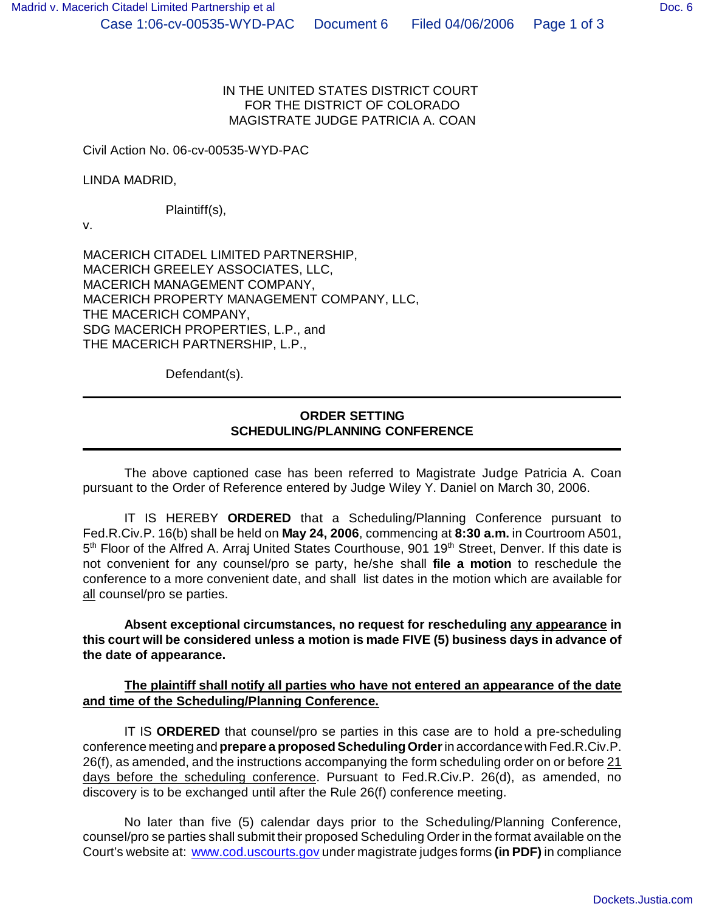IN THE UNITED STATES DISTRICT COURT
FOR THE DISTRICT OF COLORADO
MAGISTRATE JUDGE PATRICIA A. COAN

Civil Action No. 06-cv-00535-WYD-PAC

LINDA MADRID,

Plaintiff(s),

v.

MACERICH CITADEL LIMITED PARTNERSHIP,
MACERICH GREELEY ASSOCIATES, LLC,
MACERICH MANAGEMENT COMPANY,
MACERICH PROPERTY MANAGEMENT COMPANY, LLC,
THE MACERICH COMPANY,
SDG MACERICH PROPERTIES, L.P., and
THE MACERICH PARTNERSHIP, L.P.,

Defendant(s).

---

## ORDER SETTING SCHEDULING/PLANNING CONFERENCE

---

The above captioned case has been referred to Magistrate Judge Patricia A. Coan pursuant to the Order of Reference entered by Judge Wiley Y. Daniel on March 30, 2006.

IT IS HEREBY **ORDERED** that a Scheduling/Planning Conference pursuant to Fed.R.Civ.P. 16(b) shall be held on **May 24, 2006**, commencing at **8:30 a.m.** in Courtroom A501, 5th Floor of the Alfred A. Arraj United States Courthouse, 901 19th Street, Denver. If this date is not convenient for any counsel/pro se party, he/she shall **file a motion** to reschedule the conference to a more convenient date, and shall list dates in the motion which are available for all counsel/pro se parties.

**Absent exceptional circumstances, no request for rescheduling any appearance in this court will be considered unless a motion is made FIVE (5) business days in advance of the date of appearance.**

**The plaintiff shall notify all parties who have not entered an appearance of the date and time of the Scheduling/Planning Conference.**

IT IS **ORDERED** that counsel/pro se parties in this case are to hold a pre-scheduling conference meeting and **prepare a proposed Scheduling Order** in accordance with Fed.R.Civ.P. 26(f), as amended, and the instructions accompanying the form scheduling order on or before 21 days before the scheduling conference. Pursuant to Fed.R.Civ.P. 26(d), as amended, no discovery is to be exchanged until after the Rule 26(f) conference meeting.

No later than five (5) calendar days prior to the Scheduling/Planning Conference, counsel/pro se parties shall submit their proposed Scheduling Order in the format available on the Court's website at: www.cod.uscourts.gov under magistrate judges forms **(in PDF)** in compliance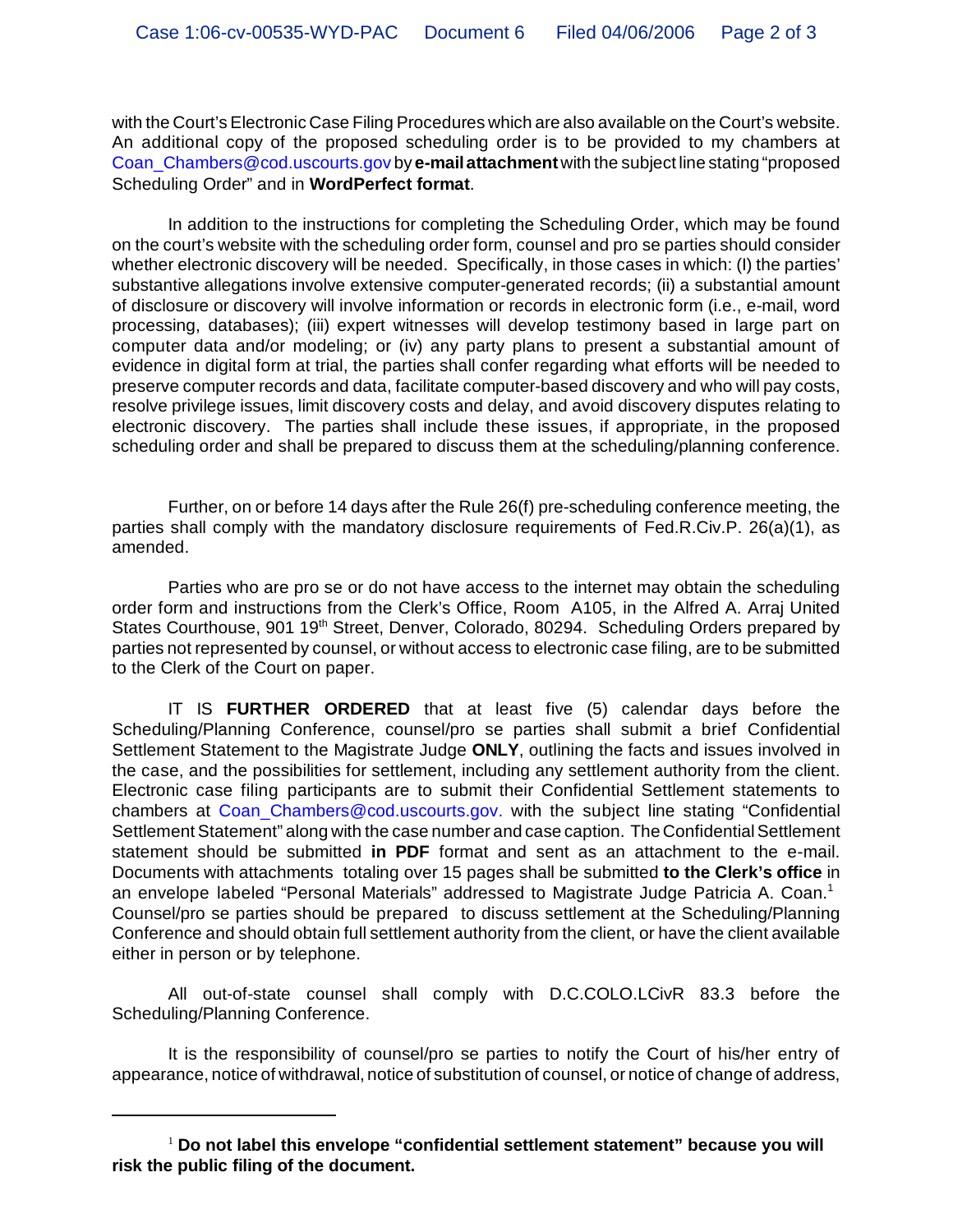with the Court's Electronic Case Filing Procedures which are also available on the Court's website. An additional copy of the proposed scheduling order is to be provided to my chambers at Coan_Chambers@cod.uscourts.gov by **e-mail attachment** with the subject line stating "proposed Scheduling Order" and in **WordPerfect format**.

In addition to the instructions for completing the Scheduling Order, which may be found on the court's website with the scheduling order form, counsel and pro se parties should consider whether electronic discovery will be needed. Specifically, in those cases in which: (I) the parties' substantive allegations involve extensive computer-generated records; (ii) a substantial amount of disclosure or discovery will involve information or records in electronic form (i.e., e-mail, word processing, databases); (iii) expert witnesses will develop testimony based in large part on computer data and/or modeling; or (iv) any party plans to present a substantial amount of evidence in digital form at trial, the parties shall confer regarding what efforts will be needed to preserve computer records and data, facilitate computer-based discovery and who will pay costs, resolve privilege issues, limit discovery costs and delay, and avoid discovery disputes relating to electronic discovery. The parties shall include these issues, if appropriate, in the proposed scheduling order and shall be prepared to discuss them at the scheduling/planning conference.

Further, on or before 14 days after the Rule 26(f) pre-scheduling conference meeting, the parties shall comply with the mandatory disclosure requirements of Fed.R.Civ.P. 26(a)(1), as amended.

Parties who are pro se or do not have access to the internet may obtain the scheduling order form and instructions from the Clerk's Office, Room A105, in the Alfred A. Arraj United States Courthouse, 901 19th Street, Denver, Colorado, 80294. Scheduling Orders prepared by parties not represented by counsel, or without access to electronic case filing, are to be submitted to the Clerk of the Court on paper.

IT IS **FURTHER ORDERED** that at least five (5) calendar days before the Scheduling/Planning Conference, counsel/pro se parties shall submit a brief Confidential Settlement Statement to the Magistrate Judge **ONLY**, outlining the facts and issues involved in the case, and the possibilities for settlement, including any settlement authority from the client. Electronic case filing participants are to submit their Confidential Settlement statements to chambers at Coan_Chambers@cod.uscourts.gov. with the subject line stating "Confidential Settlement Statement" along with the case number and case caption. The Confidential Settlement statement should be submitted **in PDF** format and sent as an attachment to the e-mail. Documents with attachments totaling over 15 pages shall be submitted **to the Clerk's office** in an envelope labeled "Personal Materials" addressed to Magistrate Judge Patricia A. Coan.[1] Counsel/pro se parties should be prepared to discuss settlement at the Scheduling/Planning Conference and should obtain full settlement authority from the client, or have the client available either in person or by telephone.

All out-of-state counsel shall comply with D.C.COLO.LCivR 83.3 before the Scheduling/Planning Conference.

It is the responsibility of counsel/pro se parties to notify the Court of his/her entry of appearance, notice of withdrawal, notice of substitution of counsel, or notice of change of address,

---

[1] **Do not label this envelope "confidential settlement statement" because you will risk the public filing of the document.**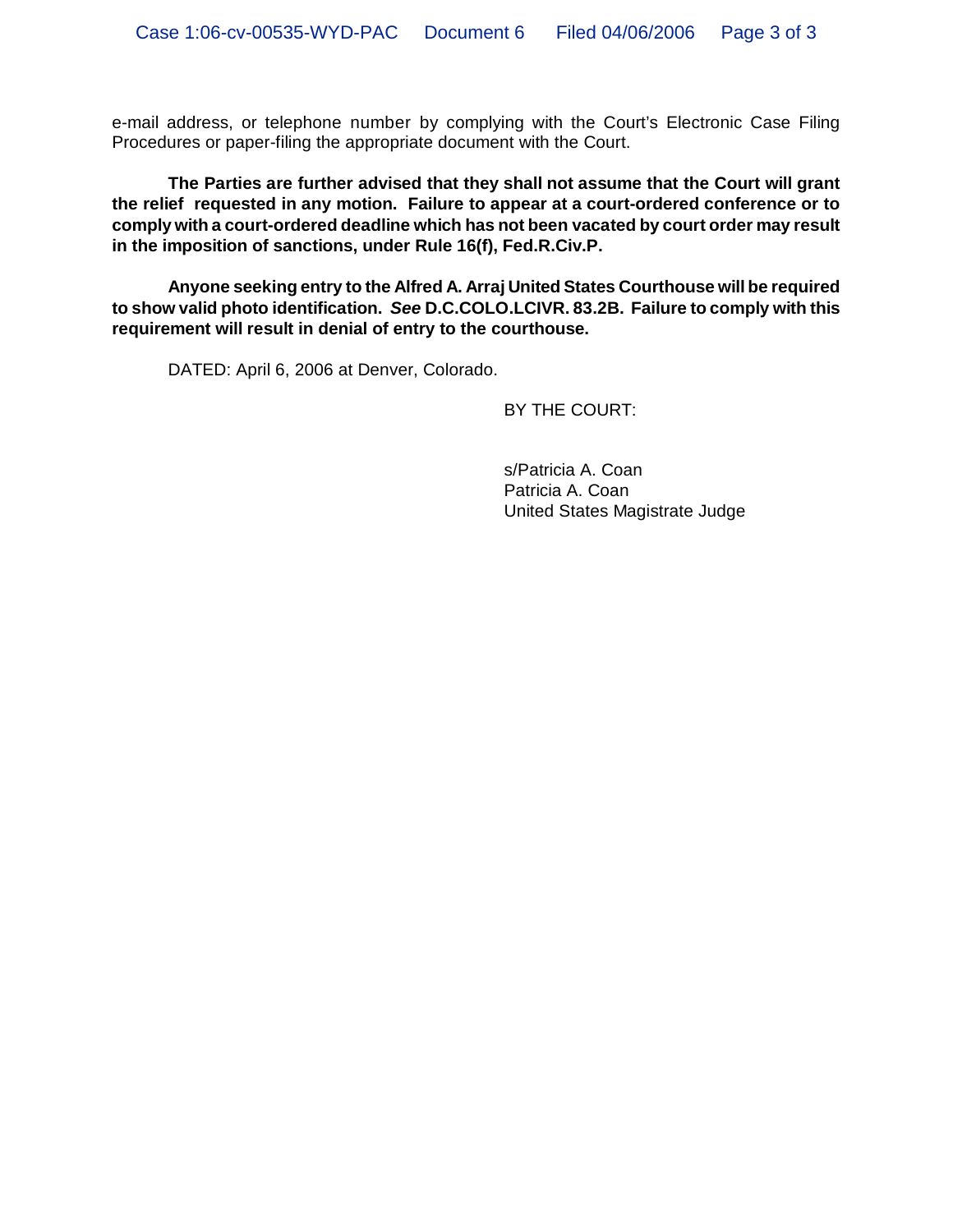e-mail address, or telephone number by complying with the Court's Electronic Case Filing Procedures or paper-filing the appropriate document with the Court.

**The Parties are further advised that they shall not assume that the Court will grant the relief requested in any motion. Failure to appear at a court-ordered conference or to comply with a court-ordered deadline which has not been vacated by court order may result in the imposition of sanctions, under Rule 16(f), Fed.R.Civ.P.**

**Anyone seeking entry to the Alfred A. Arraj United States Courthouse will be required to show valid photo identification. *See* D.C.COLO.LCIVR. 83.2B. Failure to comply with this requirement will result in denial of entry to the courthouse.**

DATED: April 6, 2006 at Denver, Colorado.

BY THE COURT:

s/Patricia A. Coan
Patricia A. Coan
United States Magistrate Judge